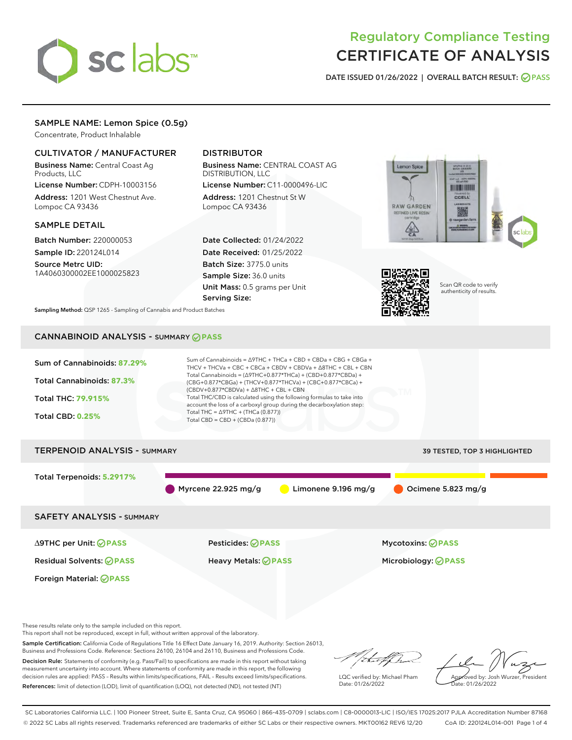# Regulatory Compliance Testing
# CERTIFICATE OF ANALYSIS

DATE ISSUED 01/26/2022 | OVERALL BATCH RESULT: PASS

## SAMPLE NAME: Lemon Spice (0.5g)

Concentrate, Product Inhalable

### CULTIVATOR / MANUFACTURER

**Business Name:** Central Coast Ag Products, LLC

**License Number:** CDPH-10003156

**Address:** 1201 West Chestnut Ave. Lompoc CA 93436

### DISTRIBUTOR

**Business Name:** CENTRAL COAST AG DISTRIBUTION, LLC

**License Number:** C11-0000496-LIC

**Address:** 1201 Chestnut St W Lompoc CA 93436

### SAMPLE DETAIL

**Batch Number:** 220000053

**Sample ID:** 220124L014

**Source Metrc UID:** 1A4060300002EE1000025823

**Date Collected:** 01/24/2022

**Date Received:** 01/25/2022

**Batch Size:** 3775.0 units

**Sample Size:** 36.0 units

**Unit Mass:** 0.5 grams per Unit

**Serving Size:**

Scan QR code to verify authenticity of results.

**Sampling Method:** QSP 1265 - Sampling of Cannabis and Product Batches

## CANNABINOID ANALYSIS - SUMMARY PASS

Sum of Cannabinoids: **87.29%**

Total Cannabinoids: **87.3%**

Total THC: **79.915%**

Total CBD: **0.25%**

Sum of Cannabinoids = Δ9THC + THCa + CBD + CBDa + CBG + CBGa + THCV + THCVa + CBC + CBCa + CBDV + CBDVa + Δ8THC + CBL + CBN

Total Cannabinoids = (Δ9THC+0.877*THCa) + (CBD+0.877*CBDa) + (CBG+0.877*CBGa) + (THCV+0.877*THCVa) + (CBC+0.877*CBCa) + (CBDV+0.877*CBDVa) + Δ8THC + CBL + CBN

Total THC/CBD is calculated using the following formulas to take into account the loss of a carboxyl group during the decarboxylation step:

Total THC = Δ9THC + (THCa (0.877))

Total CBD = CBD + (CBDa (0.877))

## TERPENOID ANALYSIS - SUMMARY

39 TESTED, TOP 3 HIGHLIGHTED

Total Terpenoids: **5.2917%**

Myrcene 22.925 mg/g | Limonene 9.196 mg/g | Ocimene 5.823 mg/g

## SAFETY ANALYSIS - SUMMARY

| | | |
|---|---|---|
| Δ9THC per Unit: PASS | Pesticides: PASS | Mycotoxins: PASS |
| Residual Solvents: PASS | Heavy Metals: PASS | Microbiology: PASS |
| Foreign Material: PASS | | |

These results relate only to the sample included on this report.
This report shall not be reproduced, except in full, without written approval of the laboratory.

**Sample Certification:** California Code of Regulations Title 16 Effect Date January 16, 2019. Authority: Section 26013, Business and Professions Code. Reference: Sections 26100, 26104 and 26110, Business and Professions Code.

**Decision Rule:** Statements of conformity (e.g. Pass/Fail) to specifications are made in this report without taking measurement uncertainty into account. Where statements of conformity are made in this report, the following decision rules are applied: PASS – Results within limits/specifications, FAIL – Results exceed limits/specifications.

**References:** limit of detection (LOD), limit of quantification (LOQ), not detected (ND), not tested (NT)

LQC verified by: Michael Pham
Date: 01/26/2022

Approved by: Josh Wurzer, President
Date: 01/26/2022

SC Laboratories California LLC. | 100 Pioneer Street, Suite E, Santa Cruz, CA 95060 | 866-435-0709 | sclabs.com | C8-0000013-LIC | ISO/IES 17025:2017 PJLA Accreditation Number 87168
© 2022 SC Labs all rights reserved. Trademarks referenced are trademarks of either SC Labs or their respective owners. MKT00162 REV6 12/20 CoA ID: 220124L014-001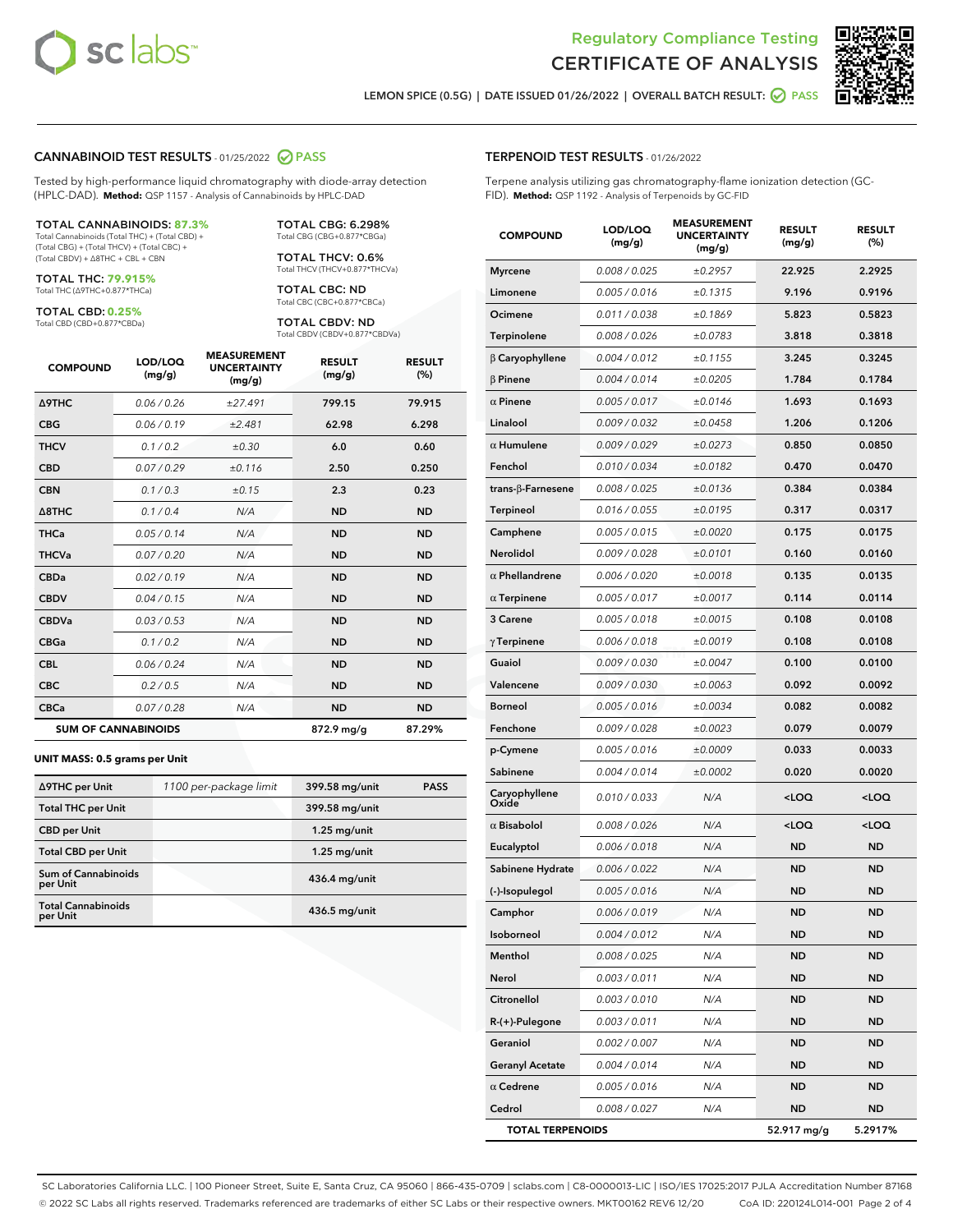Regulatory Compliance Testing
# CERTIFICATE OF ANALYSIS

LEMON SPICE (0.5G) | DATE ISSUED 01/26/2022 | OVERALL BATCH RESULT: PASS

## CANNABINOID TEST RESULTS - 01/25/2022 PASS

Tested by high-performance liquid chromatography with diode-array detection (HPLC-DAD). **Method:** QSP 1157 - Analysis of Cannabinoids by HPLC-DAD

**TOTAL CANNABINOIDS: 87.3%**
Total Cannabinoids (Total THC) + (Total CBD) + (Total CBG) + (Total THCV) + (Total CBC) + (Total CBDV) + Δ8THC + CBL + CBN

**TOTAL THC: 79.915%**
Total THC (Δ9THC+0.877*THCa)

**TOTAL CBD: 0.25%**
Total CBD (CBD+0.877*CBDa)

**TOTAL CBG: 6.298%**
Total CBG (CBG+0.877*CBGa)

**TOTAL THCV: 0.6%**
Total THCV (THCV+0.877*THCVa)

**TOTAL CBC: ND**
Total CBC (CBC+0.877*CBCa)

**TOTAL CBDV: ND**
Total CBDV (CBDV+0.877*CBDVa)

| COMPOUND | LOD/LOQ (mg/g) | MEASUREMENT UNCERTAINTY (mg/g) | RESULT (mg/g) | RESULT (%) |
|---|---|---|---|---|
| Δ9THC | 0.06 / 0.26 | ±27.491 | 799.15 | 79.915 |
| CBG | 0.06 / 0.19 | ±2.481 | 62.98 | 6.298 |
| THCV | 0.1 / 0.2 | ±0.30 | 6.0 | 0.60 |
| CBD | 0.07 / 0.29 | ±0.116 | 2.50 | 0.250 |
| CBN | 0.1 / 0.3 | ±0.15 | 2.3 | 0.23 |
| Δ8THC | 0.1 / 0.4 | N/A | ND | ND |
| THCa | 0.05 / 0.14 | N/A | ND | ND |
| THCVa | 0.07 / 0.20 | N/A | ND | ND |
| CBDa | 0.02 / 0.19 | N/A | ND | ND |
| CBDV | 0.04 / 0.15 | N/A | ND | ND |
| CBDVa | 0.03 / 0.53 | N/A | ND | ND |
| CBGa | 0.1 / 0.2 | N/A | ND | ND |
| CBL | 0.06 / 0.24 | N/A | ND | ND |
| CBC | 0.2 / 0.5 | N/A | ND | ND |
| CBCa | 0.07 / 0.28 | N/A | ND | ND |
| **SUM OF CANNABINOIDS** | | | **872.9 mg/g** | **87.29%** |

**UNIT MASS: 0.5 grams per Unit**

| | | | |
|---|---|---|---|
| Δ9THC per Unit | 1100 per-package limit | 399.58 mg/unit | PASS |
| Total THC per Unit | | 399.58 mg/unit | |
| CBD per Unit | | 1.25 mg/unit | |
| Total CBD per Unit | | 1.25 mg/unit | |
| Sum of Cannabinoids per Unit | | 436.4 mg/unit | |
| Total Cannabinoids per Unit | | 436.5 mg/unit | |

## TERPENOID TEST RESULTS - 01/26/2022

Terpene analysis utilizing gas chromatography-flame ionization detection (GC-FID). **Method:** QSP 1192 - Analysis of Terpenoids by GC-FID

| COMPOUND | LOD/LOQ (mg/g) | MEASUREMENT UNCERTAINTY (mg/g) | RESULT (mg/g) | RESULT (%) |
|---|---|---|---|---|
| Myrcene | 0.008 / 0.025 | ±0.2957 | 22.925 | 2.2925 |
| Limonene | 0.005 / 0.016 | ±0.1315 | 9.196 | 0.9196 |
| Ocimene | 0.011 / 0.038 | ±0.1869 | 5.823 | 0.5823 |
| Terpinolene | 0.008 / 0.026 | ±0.0783 | 3.818 | 0.3818 |
| β Caryophyllene | 0.004 / 0.012 | ±0.1155 | 3.245 | 0.3245 |
| β Pinene | 0.004 / 0.014 | ±0.0205 | 1.784 | 0.1784 |
| α Pinene | 0.005 / 0.017 | ±0.0146 | 1.693 | 0.1693 |
| Linalool | 0.009 / 0.032 | ±0.0458 | 1.206 | 0.1206 |
| α Humulene | 0.009 / 0.029 | ±0.0273 | 0.850 | 0.0850 |
| Fenchol | 0.010 / 0.034 | ±0.0182 | 0.470 | 0.0470 |
| trans-β-Farnesene | 0.008 / 0.025 | ±0.0136 | 0.384 | 0.0384 |
| Terpineol | 0.016 / 0.055 | ±0.0195 | 0.317 | 0.0317 |
| Camphene | 0.005 / 0.015 | ±0.0020 | 0.175 | 0.0175 |
| Nerolidol | 0.009 / 0.028 | ±0.0101 | 0.160 | 0.0160 |
| α Phellandrene | 0.006 / 0.020 | ±0.0018 | 0.135 | 0.0135 |
| α Terpinene | 0.005 / 0.017 | ±0.0017 | 0.114 | 0.0114 |
| 3 Carene | 0.005 / 0.018 | ±0.0015 | 0.108 | 0.0108 |
| γ Terpinene | 0.006 / 0.018 | ±0.0019 | 0.108 | 0.0108 |
| Guaiol | 0.009 / 0.030 | ±0.0047 | 0.100 | 0.0100 |
| Valencene | 0.009 / 0.030 | ±0.0063 | 0.092 | 0.0092 |
| Borneol | 0.005 / 0.016 | ±0.0034 | 0.082 | 0.0082 |
| Fenchone | 0.009 / 0.028 | ±0.0023 | 0.079 | 0.0079 |
| p-Cymene | 0.005 / 0.016 | ±0.0009 | 0.033 | 0.0033 |
| Sabinene | 0.004 / 0.014 | ±0.0002 | 0.020 | 0.0020 |
| Caryophyllene Oxide | 0.010 / 0.033 | N/A | <LOQ | <LOQ |
| α Bisabolol | 0.008 / 0.026 | N/A | <LOQ | <LOQ |
| Eucalyptol | 0.006 / 0.018 | N/A | ND | ND |
| Sabinene Hydrate | 0.006 / 0.022 | N/A | ND | ND |
| (-)-Isopulegol | 0.005 / 0.016 | N/A | ND | ND |
| Camphor | 0.006 / 0.019 | N/A | ND | ND |
| Isoborneol | 0.004 / 0.012 | N/A | ND | ND |
| Menthol | 0.008 / 0.025 | N/A | ND | ND |
| Nerol | 0.003 / 0.011 | N/A | ND | ND |
| Citronellol | 0.003 / 0.010 | N/A | ND | ND |
| R-(+)-Pulegone | 0.003 / 0.011 | N/A | ND | ND |
| Geraniol | 0.002 / 0.007 | N/A | ND | ND |
| Geranyl Acetate | 0.004 / 0.014 | N/A | ND | ND |
| α Cedrene | 0.005 / 0.016 | N/A | ND | ND |
| Cedrol | 0.008 / 0.027 | N/A | ND | ND |
| **TOTAL TERPENOIDS** | | | **52.917 mg/g** | **5.2917%** |

SC Laboratories California LLC. | 100 Pioneer Street, Suite E, Santa Cruz, CA 95060 | 866-435-0709 | sclabs.com | C8-0000013-LIC | ISO/IES 17025:2017 PJLA Accreditation Number 87168
© 2022 SC Labs all rights reserved. Trademarks referenced are trademarks of either SC Labs or their respective owners. MKT00162 REV6 12/20 CoA ID: 220124L014-001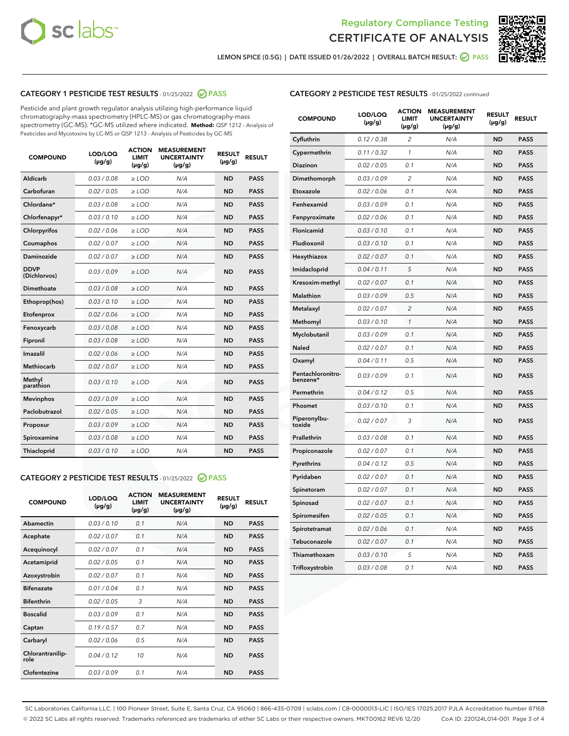Regulatory Compliance Testing

CERTIFICATE OF ANALYSIS

LEMON SPICE (0.5G) | DATE ISSUED 01/26/2022 | OVERALL BATCH RESULT: PASS

## CATEGORY 1 PESTICIDE TEST RESULTS - 01/25/2022 PASS

Pesticide and plant growth regulator analysis utilizing high-performance liquid chromatography-mass spectrometry (HPLC-MS) or gas chromatography-mass spectrometry (GC-MS). *GC-MS utilized where indicated. **Method:** QSP 1212 - Analysis of Pesticides and Mycotoxins by LC-MS or QSP 1213 - Analysis of Pesticides by GC-MS

| COMPOUND | LOD/LOQ (µg/g) | ACTION LIMIT (µg/g) | MEASUREMENT UNCERTAINTY (µg/g) | RESULT (µg/g) | RESULT |
|---|---|---|---|---|---|
| Aldicarb | 0.03 / 0.08 | ≥ LOD | N/A | ND | PASS |
| Carbofuran | 0.02 / 0.05 | ≥ LOD | N/A | ND | PASS |
| Chlordane* | 0.03 / 0.08 | ≥ LOD | N/A | ND | PASS |
| Chlorfenapyr* | 0.03 / 0.10 | ≥ LOD | N/A | ND | PASS |
| Chlorpyrifos | 0.02 / 0.06 | ≥ LOD | N/A | ND | PASS |
| Coumaphos | 0.02 / 0.07 | ≥ LOD | N/A | ND | PASS |
| Daminozide | 0.02 / 0.07 | ≥ LOD | N/A | ND | PASS |
| DDVP (Dichlorvos) | 0.03 / 0.09 | ≥ LOD | N/A | ND | PASS |
| Dimethoate | 0.03 / 0.08 | ≥ LOD | N/A | ND | PASS |
| Ethoprop(hos) | 0.03 / 0.10 | ≥ LOD | N/A | ND | PASS |
| Etofenprox | 0.02 / 0.06 | ≥ LOD | N/A | ND | PASS |
| Fenoxycarb | 0.03 / 0.08 | ≥ LOD | N/A | ND | PASS |
| Fipronil | 0.03 / 0.08 | ≥ LOD | N/A | ND | PASS |
| Imazalil | 0.02 / 0.06 | ≥ LOD | N/A | ND | PASS |
| Methiocarb | 0.02 / 0.07 | ≥ LOD | N/A | ND | PASS |
| Methyl parathion | 0.03 / 0.10 | ≥ LOD | N/A | ND | PASS |
| Mevinphos | 0.03 / 0.09 | ≥ LOD | N/A | ND | PASS |
| Paclobutrazol | 0.02 / 0.05 | ≥ LOD | N/A | ND | PASS |
| Propoxur | 0.03 / 0.09 | ≥ LOD | N/A | ND | PASS |
| Spiroxamine | 0.03 / 0.08 | ≥ LOD | N/A | ND | PASS |
| Thiacloprid | 0.03 / 0.10 | ≥ LOD | N/A | ND | PASS |

## CATEGORY 2 PESTICIDE TEST RESULTS - 01/25/2022 PASS

| COMPOUND | LOD/LOQ (µg/g) | ACTION LIMIT (µg/g) | MEASUREMENT UNCERTAINTY (µg/g) | RESULT (µg/g) | RESULT |
|---|---|---|---|---|---|
| Abamectin | 0.03 / 0.10 | 0.1 | N/A | ND | PASS |
| Acephate | 0.02 / 0.07 | 0.1 | N/A | ND | PASS |
| Acequinocyl | 0.02 / 0.07 | 0.1 | N/A | ND | PASS |
| Acetamiprid | 0.02 / 0.05 | 0.1 | N/A | ND | PASS |
| Azoxystrobin | 0.02 / 0.07 | 0.1 | N/A | ND | PASS |
| Bifenazate | 0.01 / 0.04 | 0.1 | N/A | ND | PASS |
| Bifenthrin | 0.02 / 0.05 | 3 | N/A | ND | PASS |
| Boscalid | 0.03 / 0.09 | 0.1 | N/A | ND | PASS |
| Captan | 0.19 / 0.57 | 0.7 | N/A | ND | PASS |
| Carbaryl | 0.02 / 0.06 | 0.5 | N/A | ND | PASS |
| Chlorantraniliprole | 0.04 / 0.12 | 10 | N/A | ND | PASS |
| Clofentezine | 0.03 / 0.09 | 0.1 | N/A | ND | PASS |
| Cyfluthrin | 0.12 / 0.38 | 2 | N/A | ND | PASS |
| Cypermethrin | 0.11 / 0.32 | 1 | N/A | ND | PASS |
| Diazinon | 0.02 / 0.05 | 0.1 | N/A | ND | PASS |
| Dimethomorph | 0.03 / 0.09 | 2 | N/A | ND | PASS |
| Etoxazole | 0.02 / 0.06 | 0.1 | N/A | ND | PASS |
| Fenhexamid | 0.03 / 0.09 | 0.1 | N/A | ND | PASS |
| Fenpyroximate | 0.02 / 0.06 | 0.1 | N/A | ND | PASS |
| Flonicamid | 0.03 / 0.10 | 0.1 | N/A | ND | PASS |
| Fludioxonil | 0.03 / 0.10 | 0.1 | N/A | ND | PASS |
| Hexythiazox | 0.02 / 0.07 | 0.1 | N/A | ND | PASS |
| Imidacloprid | 0.04 / 0.11 | 5 | N/A | ND | PASS |
| Kresoxim-methyl | 0.02 / 0.07 | 0.1 | N/A | ND | PASS |
| Malathion | 0.03 / 0.09 | 0.5 | N/A | ND | PASS |
| Metalaxyl | 0.02 / 0.07 | 2 | N/A | ND | PASS |
| Methomyl | 0.03 / 0.10 | 1 | N/A | ND | PASS |
| Myclobutanil | 0.03 / 0.09 | 0.1 | N/A | ND | PASS |
| Naled | 0.02 / 0.07 | 0.1 | N/A | ND | PASS |
| Oxamyl | 0.04 / 0.11 | 0.5 | N/A | ND | PASS |
| Pentachloronitrobenzene* | 0.03 / 0.09 | 0.1 | N/A | ND | PASS |
| Permethrin | 0.04 / 0.12 | 0.5 | N/A | ND | PASS |
| Phosmet | 0.03 / 0.10 | 0.1 | N/A | ND | PASS |
| Piperonylbutoxide | 0.02 / 0.07 | 3 | N/A | ND | PASS |
| Prallethrin | 0.03 / 0.08 | 0.1 | N/A | ND | PASS |
| Propiconazole | 0.02 / 0.07 | 0.1 | N/A | ND | PASS |
| Pyrethrins | 0.04 / 0.12 | 0.5 | N/A | ND | PASS |
| Pyridaben | 0.02 / 0.07 | 0.1 | N/A | ND | PASS |
| Spinetoram | 0.02 / 0.07 | 0.1 | N/A | ND | PASS |
| Spinosad | 0.02 / 0.07 | 0.1 | N/A | ND | PASS |
| Spiromesifen | 0.02 / 0.05 | 0.1 | N/A | ND | PASS |
| Spirotetramat | 0.02 / 0.06 | 0.1 | N/A | ND | PASS |
| Tebuconazole | 0.02 / 0.07 | 0.1 | N/A | ND | PASS |
| Thiamethoxam | 0.03 / 0.10 | 5 | N/A | ND | PASS |
| Trifloxystrobin | 0.03 / 0.08 | 0.1 | N/A | ND | PASS |

SC Laboratories California LLC. | 100 Pioneer Street, Suite E, Santa Cruz, CA 95060 | 866-435-0709 | sclabs.com | C8-0000013-LIC | ISO/IES 17025:2017 PJLA Accreditation Number 87168
© 2022 SC Labs all rights reserved. Trademarks referenced are trademarks of either SC Labs or their respective owners. MKT00162 REV6 12/20 CoA ID: 220124L014-001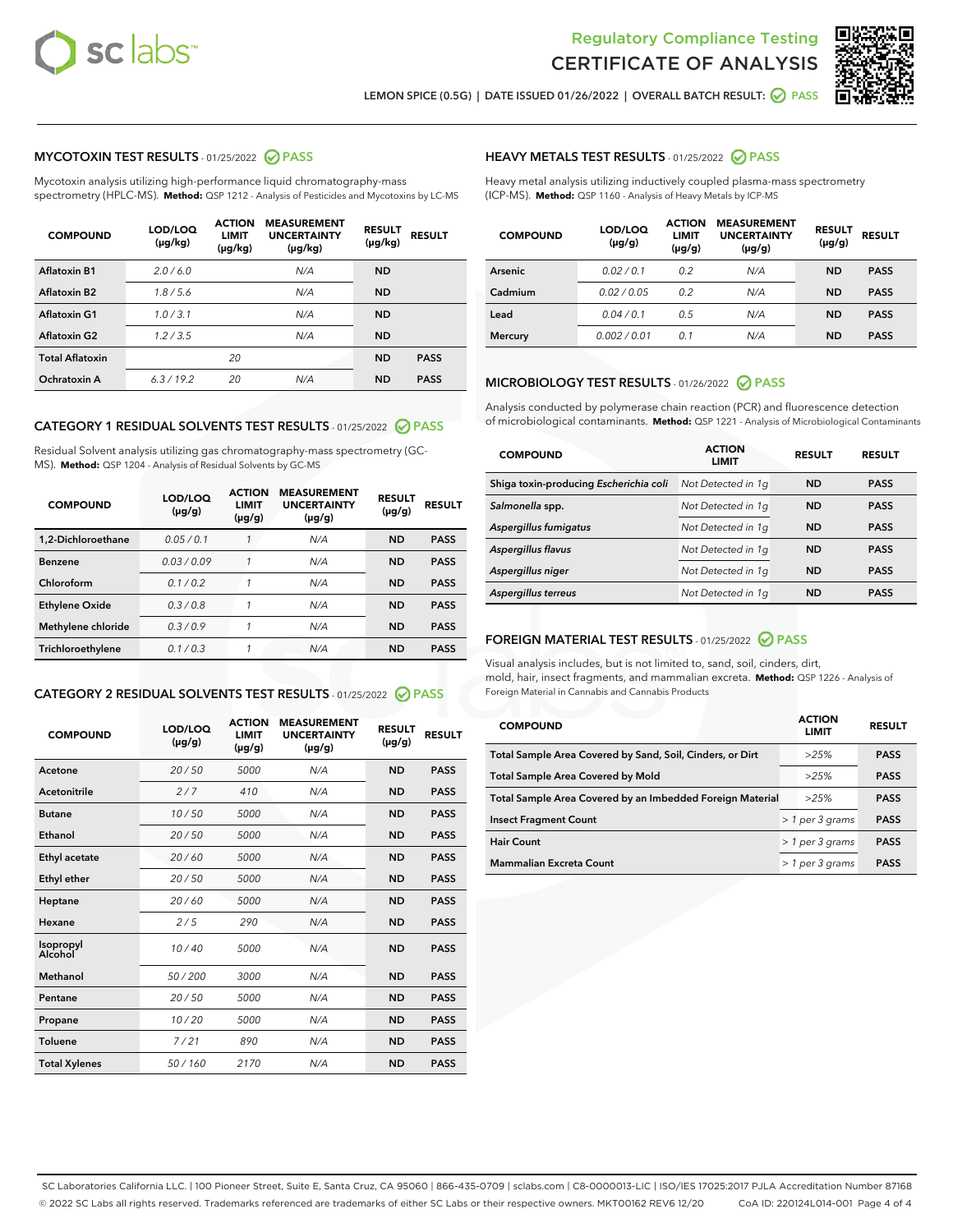Regulatory Compliance Testing

# CERTIFICATE OF ANALYSIS

LEMON SPICE (0.5G) | DATE ISSUED 01/26/2022 | OVERALL BATCH RESULT: PASS

## MYCOTOXIN TEST RESULTS - 01/25/2022 PASS

Mycotoxin analysis utilizing high-performance liquid chromatography-mass spectrometry (HPLC-MS). **Method:** QSP 1212 - Analysis of Pesticides and Mycotoxins by LC-MS

| COMPOUND | LOD/LOQ (µg/kg) | ACTION LIMIT (µg/kg) | MEASUREMENT UNCERTAINTY (µg/kg) | RESULT (µg/kg) | RESULT |
|---|---|---|---|---|---|
| Aflatoxin B1 | 2.0 / 6.0 | | N/A | ND | |
| Aflatoxin B2 | 1.8 / 5.6 | | N/A | ND | |
| Aflatoxin G1 | 1.0 / 3.1 | | N/A | ND | |
| Aflatoxin G2 | 1.2 / 3.5 | | N/A | ND | |
| Total Aflatoxin | | 20 | | ND | PASS |
| Ochratoxin A | 6.3 / 19.2 | 20 | N/A | ND | PASS |

## CATEGORY 1 RESIDUAL SOLVENTS TEST RESULTS - 01/25/2022 PASS

Residual Solvent analysis utilizing gas chromatography-mass spectrometry (GC-MS). **Method:** QSP 1204 - Analysis of Residual Solvents by GC-MS

| COMPOUND | LOD/LOQ (µg/g) | ACTION LIMIT (µg/g) | MEASUREMENT UNCERTAINTY (µg/g) | RESULT (µg/g) | RESULT |
|---|---|---|---|---|---|
| 1,2-Dichloroethane | 0.05 / 0.1 | 1 | N/A | ND | PASS |
| Benzene | 0.03 / 0.09 | 1 | N/A | ND | PASS |
| Chloroform | 0.1 / 0.2 | 1 | N/A | ND | PASS |
| Ethylene Oxide | 0.3 / 0.8 | 1 | N/A | ND | PASS |
| Methylene chloride | 0.3 / 0.9 | 1 | N/A | ND | PASS |
| Trichloroethylene | 0.1 / 0.3 | 1 | N/A | ND | PASS |

## CATEGORY 2 RESIDUAL SOLVENTS TEST RESULTS - 01/25/2022 PASS

| COMPOUND | LOD/LOQ (µg/g) | ACTION LIMIT (µg/g) | MEASUREMENT UNCERTAINTY (µg/g) | RESULT (µg/g) | RESULT |
|---|---|---|---|---|---|
| Acetone | 20 / 50 | 5000 | N/A | ND | PASS |
| Acetonitrile | 2 / 7 | 410 | N/A | ND | PASS |
| Butane | 10 / 50 | 5000 | N/A | ND | PASS |
| Ethanol | 20 / 50 | 5000 | N/A | ND | PASS |
| Ethyl acetate | 20 / 60 | 5000 | N/A | ND | PASS |
| Ethyl ether | 20 / 50 | 5000 | N/A | ND | PASS |
| Heptane | 20 / 60 | 5000 | N/A | ND | PASS |
| Hexane | 2 / 5 | 290 | N/A | ND | PASS |
| Isopropyl Alcohol | 10 / 40 | 5000 | N/A | ND | PASS |
| Methanol | 50 / 200 | 3000 | N/A | ND | PASS |
| Pentane | 20 / 50 | 5000 | N/A | ND | PASS |
| Propane | 10 / 20 | 5000 | N/A | ND | PASS |
| Toluene | 7 / 21 | 890 | N/A | ND | PASS |
| Total Xylenes | 50 / 160 | 2170 | N/A | ND | PASS |

## HEAVY METALS TEST RESULTS - 01/25/2022 PASS

Heavy metal analysis utilizing inductively coupled plasma-mass spectrometry (ICP-MS). **Method:** QSP 1160 - Analysis of Heavy Metals by ICP-MS

| COMPOUND | LOD/LOQ (µg/g) | ACTION LIMIT (µg/g) | MEASUREMENT UNCERTAINTY (µg/g) | RESULT (µg/g) | RESULT |
|---|---|---|---|---|---|
| Arsenic | 0.02 / 0.1 | 0.2 | N/A | ND | PASS |
| Cadmium | 0.02 / 0.05 | 0.2 | N/A | ND | PASS |
| Lead | 0.04 / 0.1 | 0.5 | N/A | ND | PASS |
| Mercury | 0.002 / 0.01 | 0.1 | N/A | ND | PASS |

## MICROBIOLOGY TEST RESULTS - 01/26/2022 PASS

Analysis conducted by polymerase chain reaction (PCR) and fluorescence detection of microbiological contaminants. **Method:** QSP 1221 - Analysis of Microbiological Contaminants

| COMPOUND | ACTION LIMIT | RESULT | RESULT |
|---|---|---|---|
| Shiga toxin-producing *Escherichia coli* | Not Detected in 1g | ND | PASS |
| *Salmonella* spp. | Not Detected in 1g | ND | PASS |
| *Aspergillus fumigatus* | Not Detected in 1g | ND | PASS |
| *Aspergillus flavus* | Not Detected in 1g | ND | PASS |
| *Aspergillus niger* | Not Detected in 1g | ND | PASS |
| *Aspergillus terreus* | Not Detected in 1g | ND | PASS |

## FOREIGN MATERIAL TEST RESULTS - 01/25/2022 PASS

Visual analysis includes, but is not limited to, sand, soil, cinders, dirt, mold, hair, insect fragments, and mammalian excreta. **Method:** QSP 1226 - Analysis of Foreign Material in Cannabis and Cannabis Products

| COMPOUND | ACTION LIMIT | RESULT |
|---|---|---|
| Total Sample Area Covered by Sand, Soil, Cinders, or Dirt | >25% | PASS |
| Total Sample Area Covered by Mold | >25% | PASS |
| Total Sample Area Covered by an Imbedded Foreign Material | >25% | PASS |
| Insect Fragment Count | > 1 per 3 grams | PASS |
| Hair Count | > 1 per 3 grams | PASS |
| Mammalian Excreta Count | > 1 per 3 grams | PASS |

SC Laboratories California LLC. | 100 Pioneer Street, Suite E, Santa Cruz, CA 95060 | 866-435-0709 | sclabs.com | C8-0000013-LIC | ISO/IES 17025:2017 PJLA Accreditation Number 87168
© 2022 SC Labs all rights reserved. Trademarks referenced are trademarks of either SC Labs or their respective owners. MKT00162 REV6 12/20 CoA ID: 220124L014-001